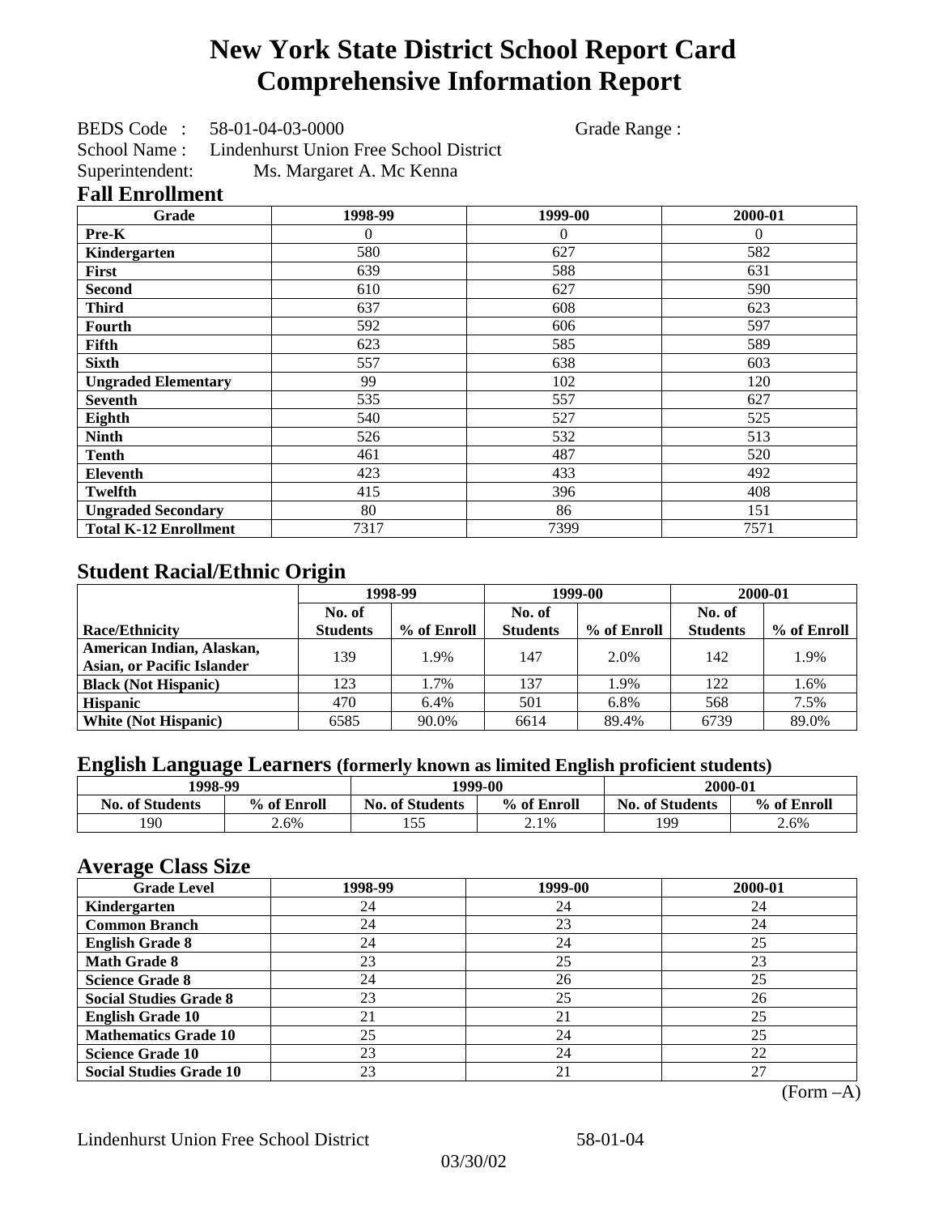# New York State District School Report Card
# Comprehensive Information Report

BEDS Code : 58-01-04-03-0000 Grade Range :
School Name : Lindenhurst Union Free School District
Superintendent: Ms. Margaret A. Mc Kenna

## Fall Enrollment

| Grade | 1998-99 | 1999-00 | 2000-01 |
|---|---|---|---|
| Pre-K | 0 | 0 | 0 |
| Kindergarten | 580 | 627 | 582 |
| First | 639 | 588 | 631 |
| Second | 610 | 627 | 590 |
| Third | 637 | 608 | 623 |
| Fourth | 592 | 606 | 597 |
| Fifth | 623 | 585 | 589 |
| Sixth | 557 | 638 | 603 |
| Ungraded Elementary | 99 | 102 | 120 |
| Seventh | 535 | 557 | 627 |
| Eighth | 540 | 527 | 525 |
| Ninth | 526 | 532 | 513 |
| Tenth | 461 | 487 | 520 |
| Eleventh | 423 | 433 | 492 |
| Twelfth | 415 | 396 | 408 |
| Ungraded Secondary | 80 | 86 | 151 |
| Total K-12 Enrollment | 7317 | 7399 | 7571 |

## Student Racial/Ethnic Origin

| | 1998-99 | | 1999-00 | | 2000-01 | |
|---|---|---|---|---|---|---|
| Race/Ethnicity | No. of Students | % of Enroll | No. of Students | % of Enroll | No. of Students | % of Enroll |
| American Indian, Alaskan, Asian, or Pacific Islander | 139 | 1.9% | 147 | 2.0% | 142 | 1.9% |
| Black (Not Hispanic) | 123 | 1.7% | 137 | 1.9% | 122 | 1.6% |
| Hispanic | 470 | 6.4% | 501 | 6.8% | 568 | 7.5% |
| White (Not Hispanic) | 6585 | 90.0% | 6614 | 89.4% | 6739 | 89.0% |

## English Language Learners (formerly known as limited English proficient students)

| 1998-99 | | 1999-00 | | 2000-01 | |
|---|---|---|---|---|---|
| No. of Students | % of Enroll | No. of Students | % of Enroll | No. of Students | % of Enroll |
| 190 | 2.6% | 155 | 2.1% | 199 | 2.6% |

## Average Class Size

| Grade Level | 1998-99 | 1999-00 | 2000-01 |
|---|---|---|---|
| Kindergarten | 24 | 24 | 24 |
| Common Branch | 24 | 23 | 24 |
| English Grade 8 | 24 | 24 | 25 |
| Math Grade 8 | 23 | 25 | 23 |
| Science Grade 8 | 24 | 26 | 25 |
| Social Studies Grade 8 | 23 | 25 | 26 |
| English Grade 10 | 21 | 21 | 25 |
| Mathematics Grade 10 | 25 | 24 | 25 |
| Science Grade 10 | 23 | 24 | 22 |
| Social Studies Grade 10 | 23 | 21 | 27 |

(Form –A)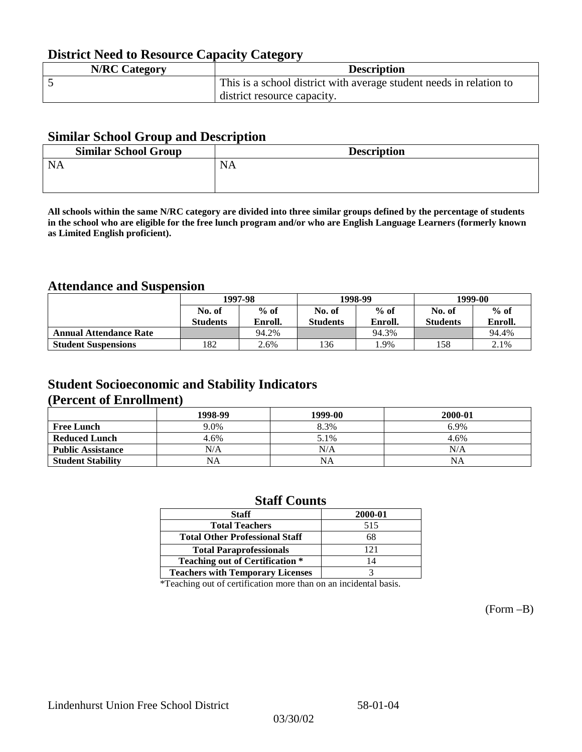## District Need to Resource Capacity Category

| N/RC Category | Description |
|---|---|
| 5 | This is a school district with average student needs in relation to district resource capacity. |

## Similar School Group and Description

| Similar School Group | Description |
|---|---|
| NA | NA |

**All schools within the same N/RC category are divided into three similar groups defined by the percentage of students in the school who are eligible for the free lunch program and/or who are English Language Learners (formerly known as Limited English proficient).**

## Attendance and Suspension

| | 1997-98 | | 1998-99 | | 1999-00 | |
|---|---|---|---|---|---|---|
| | No. of Students | % of Enroll. | No. of Students | % of Enroll. | No. of Students | % of Enroll. |
| **Annual Attendance Rate** | | 94.2% | | 94.3% | | 94.4% |
| **Student Suspensions** | 182 | 2.6% | 136 | 1.9% | 158 | 2.1% |

## Student Socioeconomic and Stability Indicators (Percent of Enrollment)

| | 1998-99 | 1999-00 | 2000-01 |
|---|---|---|---|
| **Free Lunch** | 9.0% | 8.3% | 6.9% |
| **Reduced Lunch** | 4.6% | 5.1% | 4.6% |
| **Public Assistance** | N/A | N/A | N/A |
| **Student Stability** | NA | NA | NA |

## Staff Counts

| Staff | 2000-01 |
|---|---|
| Total Teachers | 515 |
| Total Other Professional Staff | 68 |
| Total Paraprofessionals | 121 |
| Teaching out of Certification * | 14 |
| Teachers with Temporary Licenses | 3 |

*Teaching out of certification more than on an incidental basis.

(Form –B)

Lindenhurst Union Free School District 58-01-04

03/30/02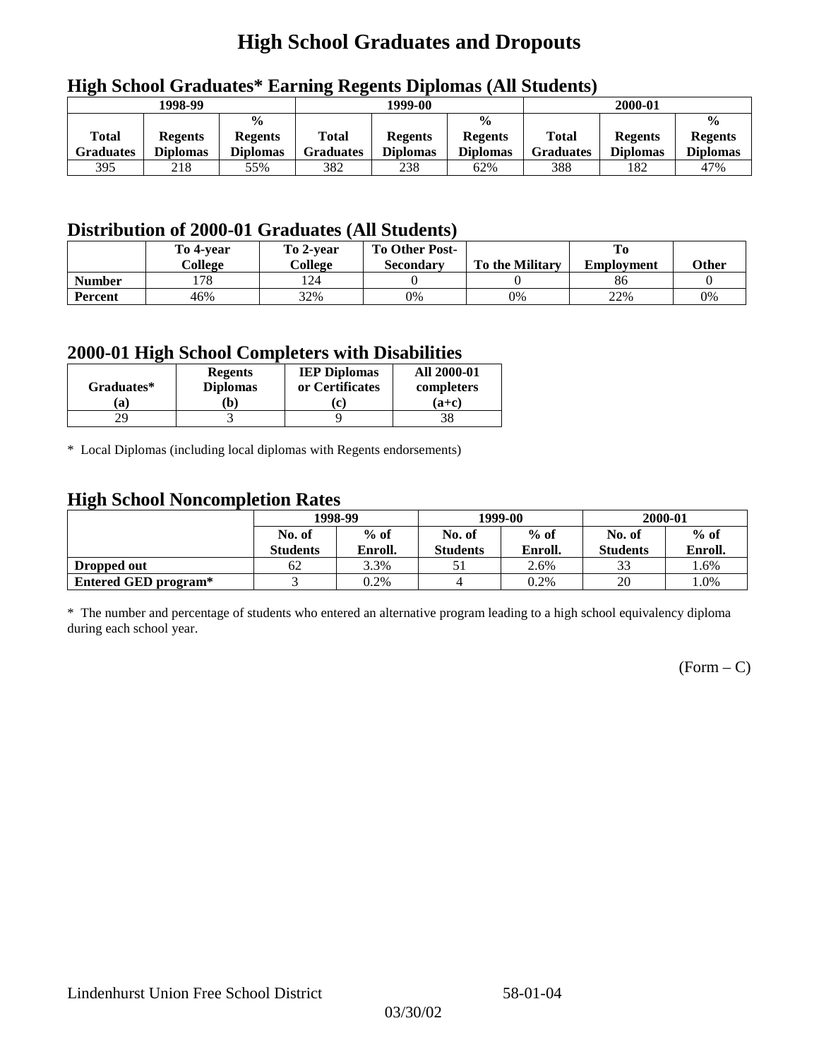# High School Graduates and Dropouts

## High School Graduates* Earning Regents Diplomas (All Students)

| 1998-99 | | | 1999-00 | | | 2000-01 | | |
|---|---|---|---|---|---|---|---|---|
| Total Graduates | Regents Diplomas | % Regents Diplomas | Total Graduates | Regents Diplomas | % Regents Diplomas | Total Graduates | Regents Diplomas | % Regents Diplomas |
| 395 | 218 | 55% | 382 | 238 | 62% | 388 | 182 | 47% |

## Distribution of 2000-01 Graduates (All Students)

| | To 4-year College | To 2-year College | To Other Post-Secondary | To the Military | To Employment | Other |
|---|---|---|---|---|---|---|
| **Number** | 178 | 124 | 0 | 0 | 86 | 0 |
| **Percent** | 46% | 32% | 0% | 0% | 22% | 0% |

## 2000-01 High School Completers with Disabilities

| Graduates* (a) | Regents Diplomas (b) | IEP Diplomas or Certificates (c) | All 2000-01 completers (a+c) |
|---|---|---|---|
| 29 | 3 | 9 | 38 |

* Local Diplomas (including local diplomas with Regents endorsements)

## High School Noncompletion Rates

| | 1998-99 | | 1999-00 | | 2000-01 | |
|---|---|---|---|---|---|---|
| | No. of Students | % of Enroll. | No. of Students | % of Enroll. | No. of Students | % of Enroll. |
| **Dropped out** | 62 | 3.3% | 51 | 2.6% | 33 | 1.6% |
| **Entered GED program*** | 3 | 0.2% | 4 | 0.2% | 20 | 1.0% |

* The number and percentage of students who entered an alternative program leading to a high school equivalency diploma during each school year.

(Form – C)

Lindenhurst Union Free School District 58-01-04

03/30/02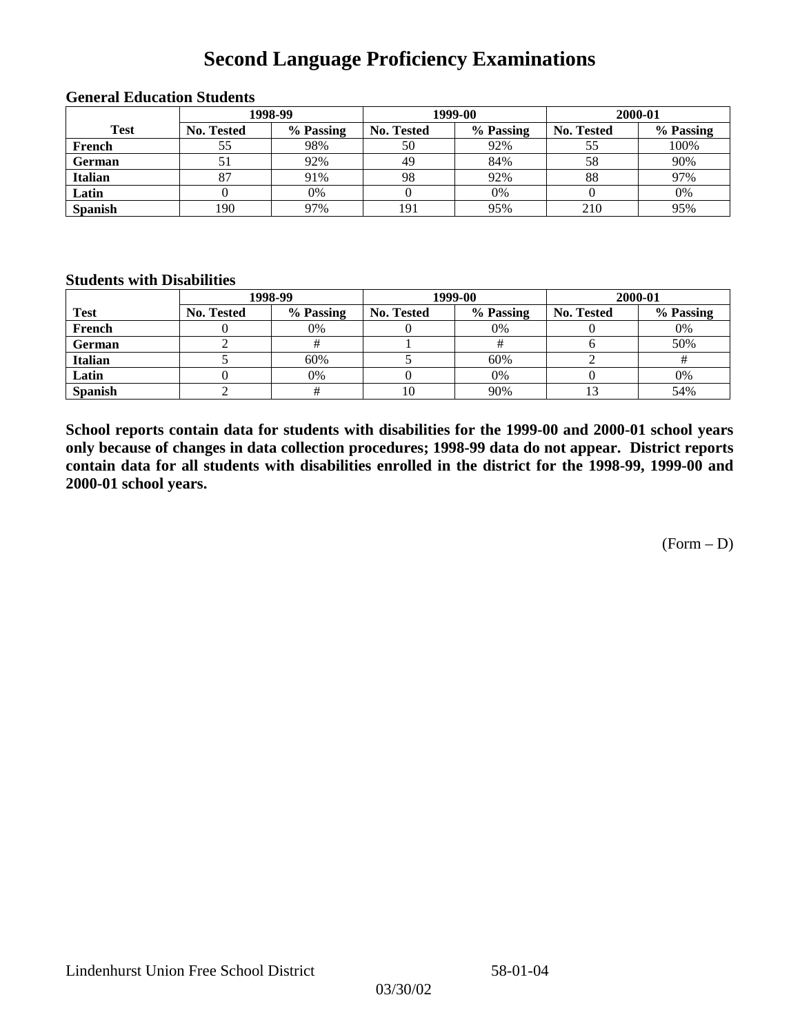# Second Language Proficiency Examinations

### General Education Students

| Test | 1998-99 | | 1999-00 | | 2000-01 | |
|---|---|---|---|---|---|---|
| | No. Tested | % Passing | No. Tested | % Passing | No. Tested | % Passing |
| French | 55 | 98% | 50 | 92% | 55 | 100% |
| German | 51 | 92% | 49 | 84% | 58 | 90% |
| Italian | 87 | 91% | 98 | 92% | 88 | 97% |
| Latin | 0 | 0% | 0 | 0% | 0 | 0% |
| Spanish | 190 | 97% | 191 | 95% | 210 | 95% |

### Students with Disabilities

| Test | 1998-99 | | 1999-00 | | 2000-01 | |
|---|---|---|---|---|---|---|
| | No. Tested | % Passing | No. Tested | % Passing | No. Tested | % Passing |
| French | 0 | 0% | 0 | 0% | 0 | 0% |
| German | 2 | # | 1 | # | 6 | 50% |
| Italian | 5 | 60% | 5 | 60% | 2 | # |
| Latin | 0 | 0% | 0 | 0% | 0 | 0% |
| Spanish | 2 | # | 10 | 90% | 13 | 54% |

**School reports contain data for students with disabilities for the 1999-00 and 2000-01 school years only because of changes in data collection procedures; 1998-99 data do not appear. District reports contain data for all students with disabilities enrolled in the district for the 1998-99, 1999-00 and 2000-01 school years.**

(Form – D)

Lindenhurst Union Free School District 58-01-04

03/30/02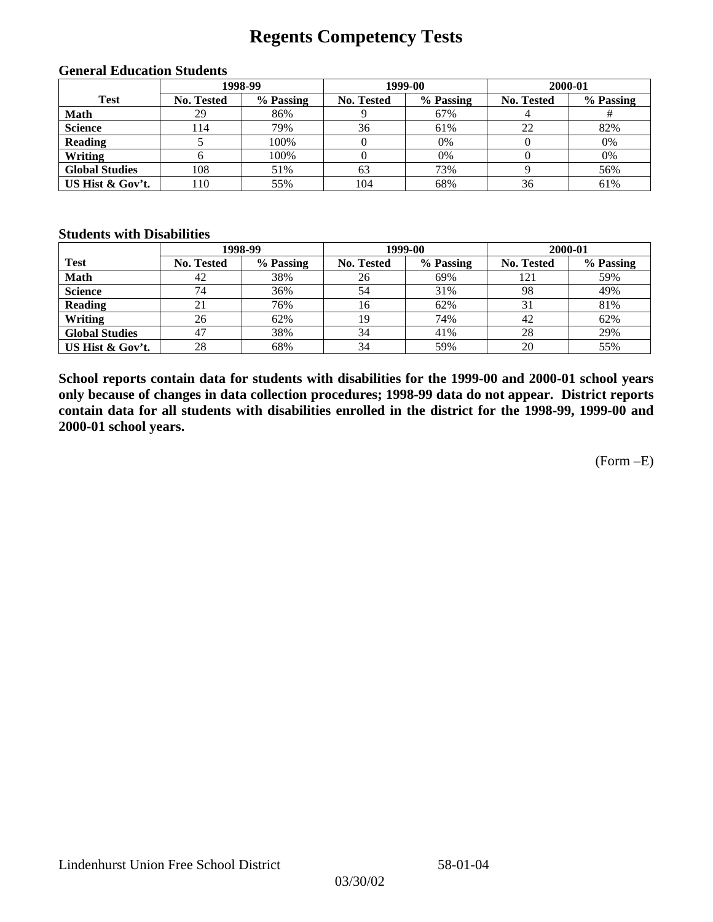# Regents Competency Tests

### General Education Students

| Test | 1998-99 | | 1999-00 | | 2000-01 | |
|---|---|---|---|---|---|---|
| | No. Tested | % Passing | No. Tested | % Passing | No. Tested | % Passing |
| **Math** | 29 | 86% | 9 | 67% | 4 | # |
| **Science** | 114 | 79% | 36 | 61% | 22 | 82% |
| **Reading** | 5 | 100% | 0 | 0% | 0 | 0% |
| **Writing** | 6 | 100% | 0 | 0% | 0 | 0% |
| **Global Studies** | 108 | 51% | 63 | 73% | 9 | 56% |
| **US Hist & Gov't.** | 110 | 55% | 104 | 68% | 36 | 61% |

### Students with Disabilities

| Test | 1998-99 | | 1999-00 | | 2000-01 | |
|---|---|---|---|---|---|---|
| | No. Tested | % Passing | No. Tested | % Passing | No. Tested | % Passing |
| **Math** | 42 | 38% | 26 | 69% | 121 | 59% |
| **Science** | 74 | 36% | 54 | 31% | 98 | 49% |
| **Reading** | 21 | 76% | 16 | 62% | 31 | 81% |
| **Writing** | 26 | 62% | 19 | 74% | 42 | 62% |
| **Global Studies** | 47 | 38% | 34 | 41% | 28 | 29% |
| **US Hist & Gov't.** | 28 | 68% | 34 | 59% | 20 | 55% |

**School reports contain data for students with disabilities for the 1999-00 and 2000-01 school years only because of changes in data collection procedures; 1998-99 data do not appear. District reports contain data for all students with disabilities enrolled in the district for the 1998-99, 1999-00 and 2000-01 school years.**

(Form –E)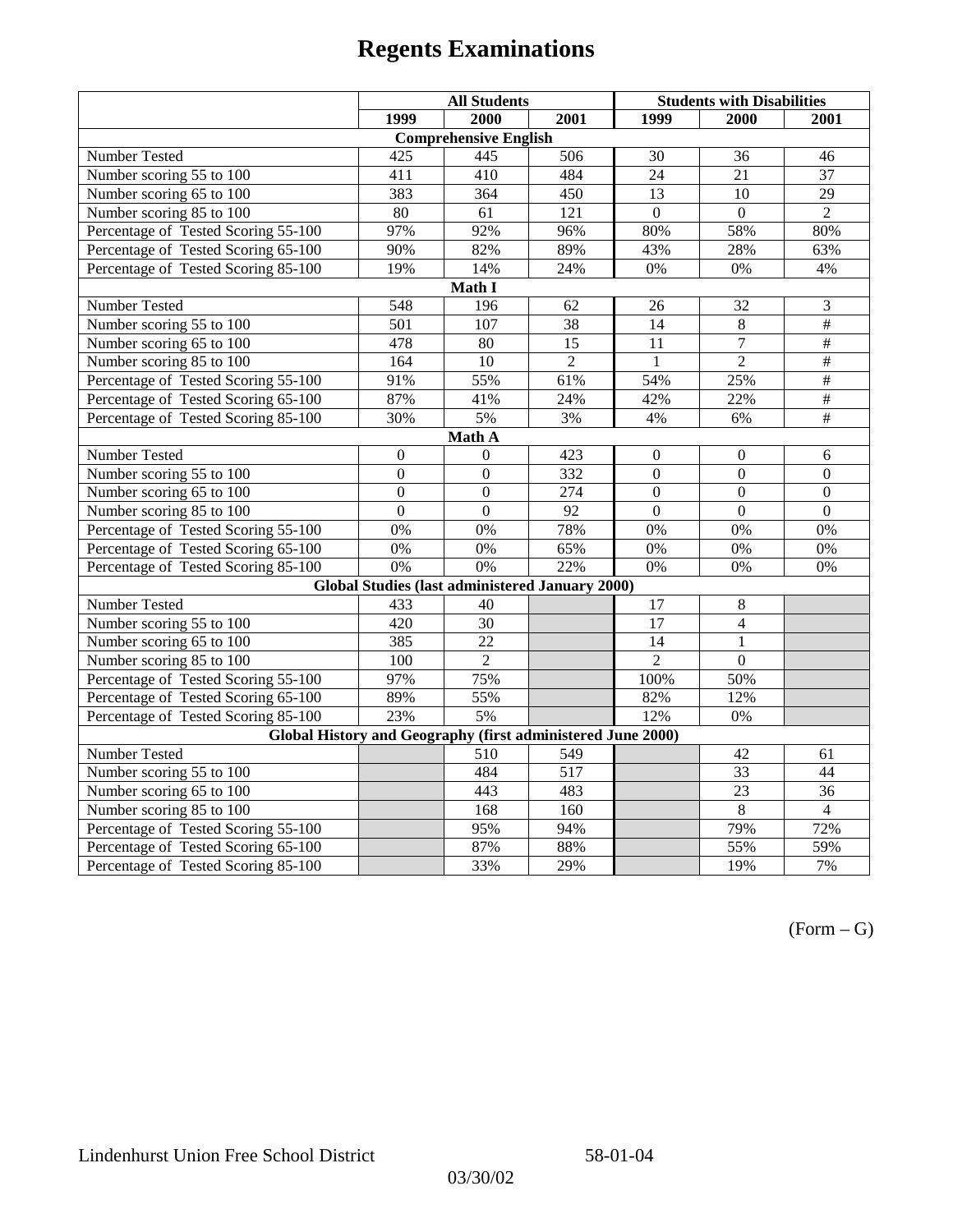# Regents Examinations

| | All Students | | | Students with Disabilities | | |
|---|---|---|---|---|---|---|
| | 1999 | 2000 | 2001 | 1999 | 2000 | 2001 |
| **Comprehensive English** | | | | | | |
| Number Tested | 425 | 445 | 506 | 30 | 36 | 46 |
| Number scoring 55 to 100 | 411 | 410 | 484 | 24 | 21 | 37 |
| Number scoring 65 to 100 | 383 | 364 | 450 | 13 | 10 | 29 |
| Number scoring 85 to 100 | 80 | 61 | 121 | 0 | 0 | 2 |
| Percentage of Tested Scoring 55-100 | 97% | 92% | 96% | 80% | 58% | 80% |
| Percentage of Tested Scoring 65-100 | 90% | 82% | 89% | 43% | 28% | 63% |
| Percentage of Tested Scoring 85-100 | 19% | 14% | 24% | 0% | 0% | 4% |
| **Math I** | | | | | | |
| Number Tested | 548 | 196 | 62 | 26 | 32 | 3 |
| Number scoring 55 to 100 | 501 | 107 | 38 | 14 | 8 | # |
| Number scoring 65 to 100 | 478 | 80 | 15 | 11 | 7 | # |
| Number scoring 85 to 100 | 164 | 10 | 2 | 1 | 2 | # |
| Percentage of Tested Scoring 55-100 | 91% | 55% | 61% | 54% | 25% | # |
| Percentage of Tested Scoring 65-100 | 87% | 41% | 24% | 42% | 22% | # |
| Percentage of Tested Scoring 85-100 | 30% | 5% | 3% | 4% | 6% | # |
| **Math A** | | | | | | |
| Number Tested | 0 | 0 | 423 | 0 | 0 | 6 |
| Number scoring 55 to 100 | 0 | 0 | 332 | 0 | 0 | 0 |
| Number scoring 65 to 100 | 0 | 0 | 274 | 0 | 0 | 0 |
| Number scoring 85 to 100 | 0 | 0 | 92 | 0 | 0 | 0 |
| Percentage of Tested Scoring 55-100 | 0% | 0% | 78% | 0% | 0% | 0% |
| Percentage of Tested Scoring 65-100 | 0% | 0% | 65% | 0% | 0% | 0% |
| Percentage of Tested Scoring 85-100 | 0% | 0% | 22% | 0% | 0% | 0% |
| **Global Studies (last administered January 2000)** | | | | | | |
| Number Tested | 433 | 40 | | 17 | 8 | |
| Number scoring 55 to 100 | 420 | 30 | | 17 | 4 | |
| Number scoring 65 to 100 | 385 | 22 | | 14 | 1 | |
| Number scoring 85 to 100 | 100 | 2 | | 2 | 0 | |
| Percentage of Tested Scoring 55-100 | 97% | 75% | | 100% | 50% | |
| Percentage of Tested Scoring 65-100 | 89% | 55% | | 82% | 12% | |
| Percentage of Tested Scoring 85-100 | 23% | 5% | | 12% | 0% | |
| **Global History and Geography (first administered June 2000)** | | | | | | |
| Number Tested | | 510 | 549 | | 42 | 61 |
| Number scoring 55 to 100 | | 484 | 517 | | 33 | 44 |
| Number scoring 65 to 100 | | 443 | 483 | | 23 | 36 |
| Number scoring 85 to 100 | | 168 | 160 | | 8 | 4 |
| Percentage of Tested Scoring 55-100 | | 95% | 94% | | 79% | 72% |
| Percentage of Tested Scoring 65-100 | | 87% | 88% | | 55% | 59% |
| Percentage of Tested Scoring 85-100 | | 33% | 29% | | 19% | 7% |

(Form – G)

Lindenhurst Union Free School District 58-01-04

03/30/02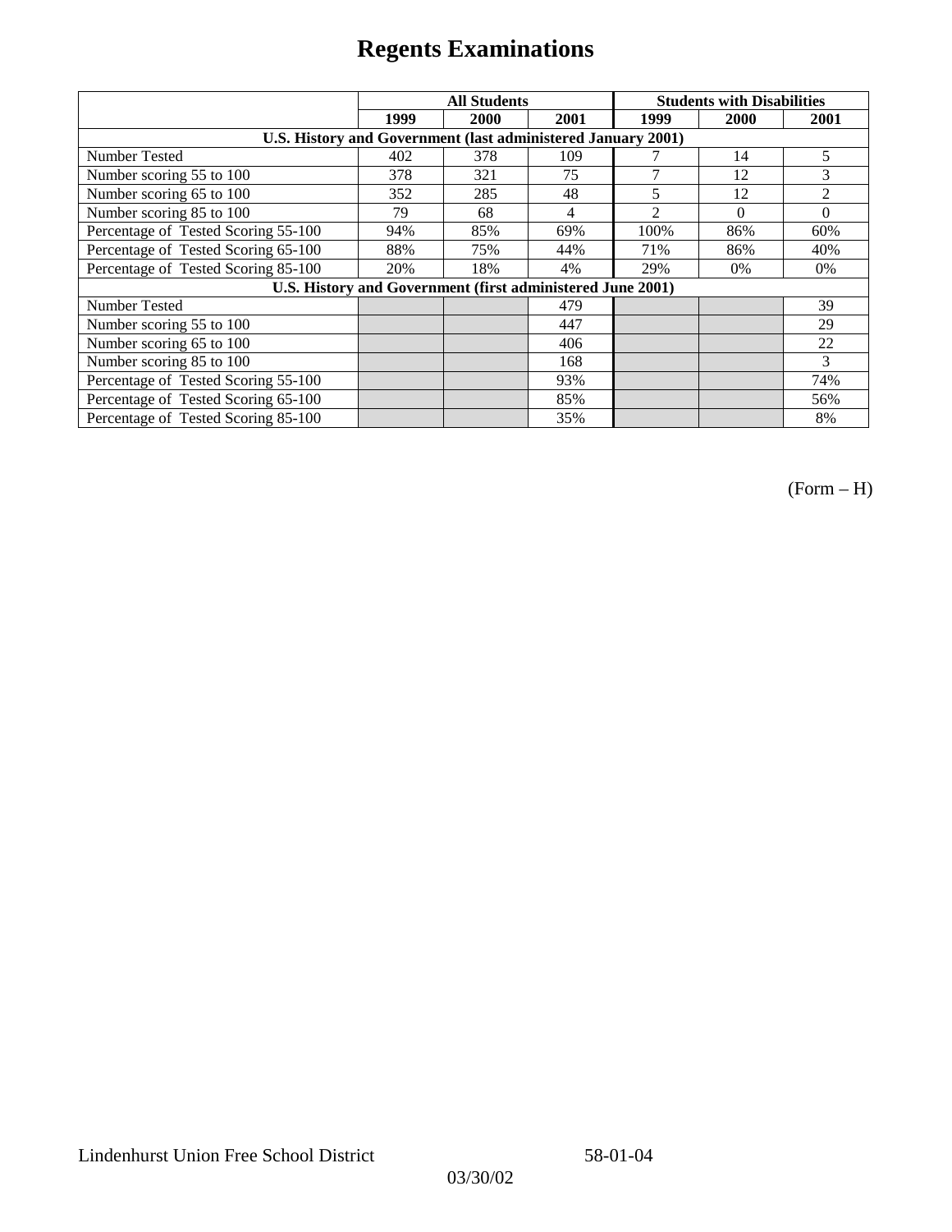# Regents Examinations

| | All Students | | | Students with Disabilities | | |
|---|---|---|---|---|---|---|
| | 1999 | 2000 | 2001 | 1999 | 2000 | 2001 |
| **U.S. History and Government (last administered January 2001)** | | | | | | |
| Number Tested | 402 | 378 | 109 | 7 | 14 | 5 |
| Number scoring 55 to 100 | 378 | 321 | 75 | 7 | 12 | 3 |
| Number scoring 65 to 100 | 352 | 285 | 48 | 5 | 12 | 2 |
| Number scoring 85 to 100 | 79 | 68 | 4 | 2 | 0 | 0 |
| Percentage of Tested Scoring 55-100 | 94% | 85% | 69% | 100% | 86% | 60% |
| Percentage of Tested Scoring 65-100 | 88% | 75% | 44% | 71% | 86% | 40% |
| Percentage of Tested Scoring 85-100 | 20% | 18% | 4% | 29% | 0% | 0% |
| **U.S. History and Government (first administered June 2001)** | | | | | | |
| Number Tested | | | 479 | | | 39 |
| Number scoring 55 to 100 | | | 447 | | | 29 |
| Number scoring 65 to 100 | | | 406 | | | 22 |
| Number scoring 85 to 100 | | | 168 | | | 3 |
| Percentage of Tested Scoring 55-100 | | | 93% | | | 74% |
| Percentage of Tested Scoring 65-100 | | | 85% | | | 56% |
| Percentage of Tested Scoring 85-100 | | | 35% | | | 8% |

(Form – H)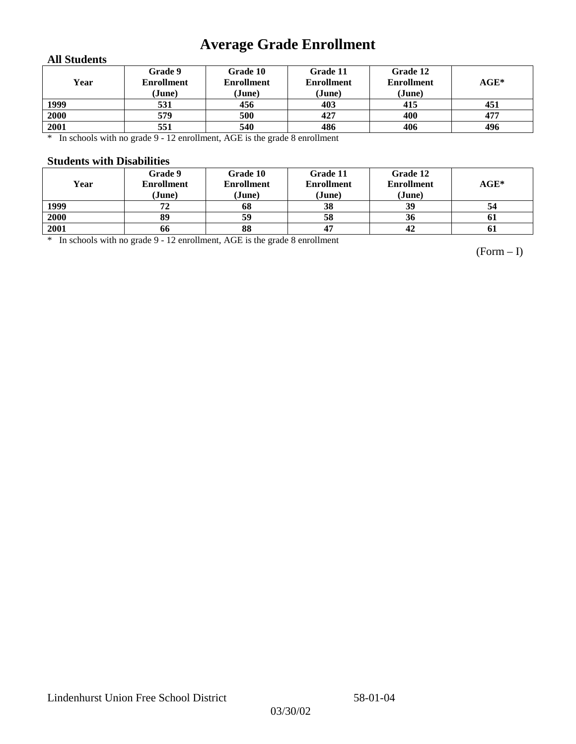# Average Grade Enrollment

### All Students

| Year | Grade 9 Enrollment (June) | Grade 10 Enrollment (June) | Grade 11 Enrollment (June) | Grade 12 Enrollment (June) | AGE* |
|---|---|---|---|---|---|
| 1999 | 531 | 456 | 403 | 415 | 451 |
| 2000 | 579 | 500 | 427 | 400 | 477 |
| 2001 | 551 | 540 | 486 | 406 | 496 |

\* In schools with no grade 9 - 12 enrollment, AGE is the grade 8 enrollment

### Students with Disabilities

| Year | Grade 9 Enrollment (June) | Grade 10 Enrollment (June) | Grade 11 Enrollment (June) | Grade 12 Enrollment (June) | AGE* |
|---|---|---|---|---|---|
| 1999 | 72 | 68 | 38 | 39 | 54 |
| 2000 | 89 | 59 | 58 | 36 | 61 |
| 2001 | 66 | 88 | 47 | 42 | 61 |

\* In schools with no grade 9 - 12 enrollment, AGE is the grade 8 enrollment

(Form – I)

Lindenhurst Union Free School District 58-01-04

03/30/02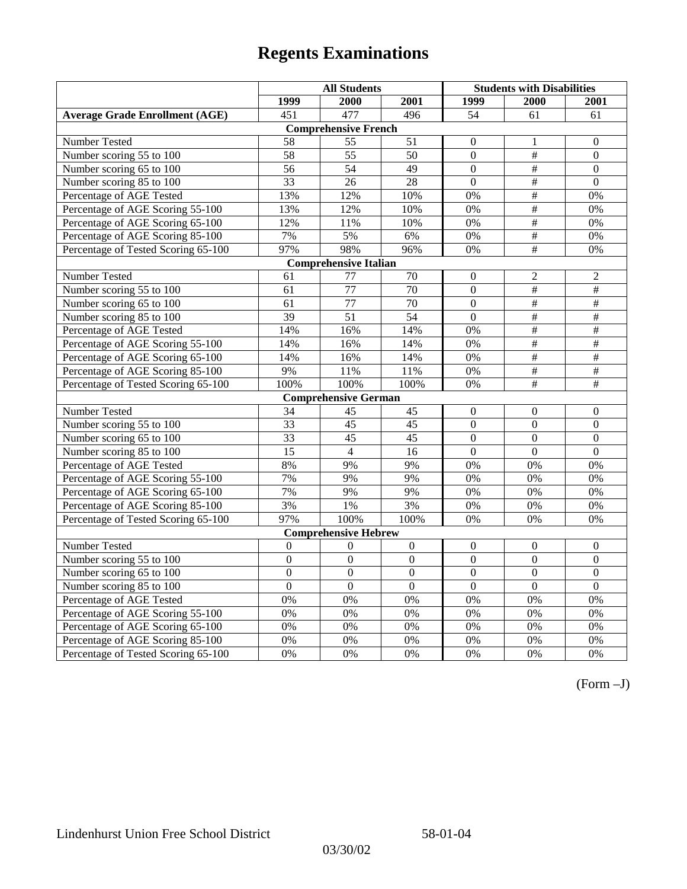# Regents Examinations

| | All Students | | | Students with Disabilities | | |
|---|---|---|---|---|---|---|
| | 1999 | 2000 | 2001 | 1999 | 2000 | 2001 |
| **Average Grade Enrollment (AGE)** | 451 | 477 | 496 | 54 | 61 | 61 |
| **Comprehensive French** | | | | | | |
| Number Tested | 58 | 55 | 51 | 0 | 1 | 0 |
| Number scoring 55 to 100 | 58 | 55 | 50 | 0 | # | 0 |
| Number scoring 65 to 100 | 56 | 54 | 49 | 0 | # | 0 |
| Number scoring 85 to 100 | 33 | 26 | 28 | 0 | # | 0 |
| Percentage of AGE Tested | 13% | 12% | 10% | 0% | # | 0% |
| Percentage of AGE Scoring 55-100 | 13% | 12% | 10% | 0% | # | 0% |
| Percentage of AGE Scoring 65-100 | 12% | 11% | 10% | 0% | # | 0% |
| Percentage of AGE Scoring 85-100 | 7% | 5% | 6% | 0% | # | 0% |
| Percentage of Tested Scoring 65-100 | 97% | 98% | 96% | 0% | # | 0% |
| **Comprehensive Italian** | | | | | | |
| Number Tested | 61 | 77 | 70 | 0 | 2 | 2 |
| Number scoring 55 to 100 | 61 | 77 | 70 | 0 | # | # |
| Number scoring 65 to 100 | 61 | 77 | 70 | 0 | # | # |
| Number scoring 85 to 100 | 39 | 51 | 54 | 0 | # | # |
| Percentage of AGE Tested | 14% | 16% | 14% | 0% | # | # |
| Percentage of AGE Scoring 55-100 | 14% | 16% | 14% | 0% | # | # |
| Percentage of AGE Scoring 65-100 | 14% | 16% | 14% | 0% | # | # |
| Percentage of AGE Scoring 85-100 | 9% | 11% | 11% | 0% | # | # |
| Percentage of Tested Scoring 65-100 | 100% | 100% | 100% | 0% | # | # |
| **Comprehensive German** | | | | | | |
| Number Tested | 34 | 45 | 45 | 0 | 0 | 0 |
| Number scoring 55 to 100 | 33 | 45 | 45 | 0 | 0 | 0 |
| Number scoring 65 to 100 | 33 | 45 | 45 | 0 | 0 | 0 |
| Number scoring 85 to 100 | 15 | 4 | 16 | 0 | 0 | 0 |
| Percentage of AGE Tested | 8% | 9% | 9% | 0% | 0% | 0% |
| Percentage of AGE Scoring 55-100 | 7% | 9% | 9% | 0% | 0% | 0% |
| Percentage of AGE Scoring 65-100 | 7% | 9% | 9% | 0% | 0% | 0% |
| Percentage of AGE Scoring 85-100 | 3% | 1% | 3% | 0% | 0% | 0% |
| Percentage of Tested Scoring 65-100 | 97% | 100% | 100% | 0% | 0% | 0% |
| **Comprehensive Hebrew** | | | | | | |
| Number Tested | 0 | 0 | 0 | 0 | 0 | 0 |
| Number scoring 55 to 100 | 0 | 0 | 0 | 0 | 0 | 0 |
| Number scoring 65 to 100 | 0 | 0 | 0 | 0 | 0 | 0 |
| Number scoring 85 to 100 | 0 | 0 | 0 | 0 | 0 | 0 |
| Percentage of AGE Tested | 0% | 0% | 0% | 0% | 0% | 0% |
| Percentage of AGE Scoring 55-100 | 0% | 0% | 0% | 0% | 0% | 0% |
| Percentage of AGE Scoring 65-100 | 0% | 0% | 0% | 0% | 0% | 0% |
| Percentage of AGE Scoring 85-100 | 0% | 0% | 0% | 0% | 0% | 0% |
| Percentage of Tested Scoring 65-100 | 0% | 0% | 0% | 0% | 0% | 0% |

(Form –J)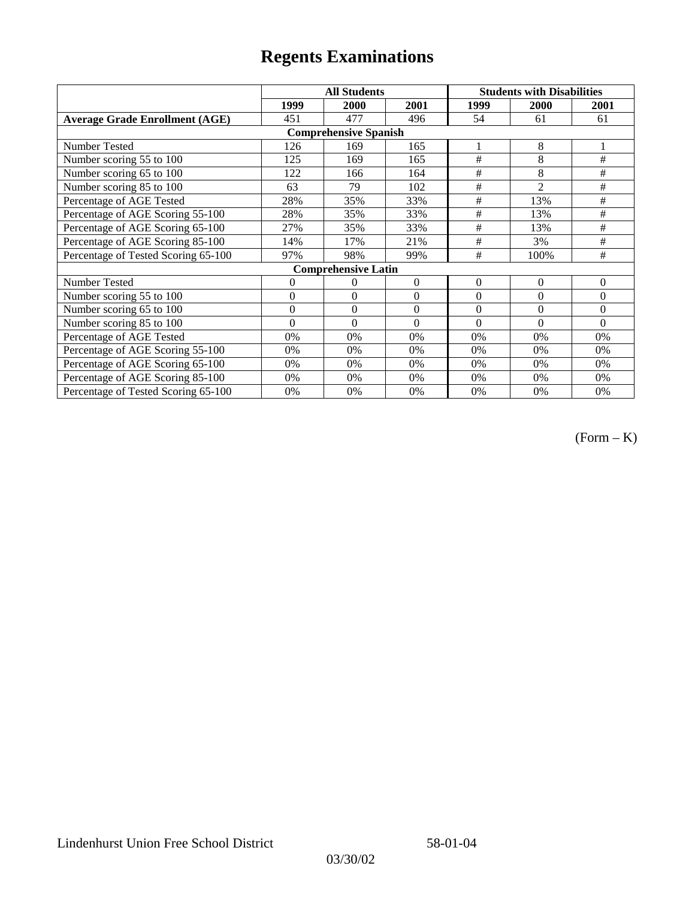# Regents Examinations

| | All Students | | | Students with Disabilities | | |
|---|---|---|---|---|---|---|
| | 1999 | 2000 | 2001 | 1999 | 2000 | 2001 |
| **Average Grade Enrollment (AGE)** | 451 | 477 | 496 | 54 | 61 | 61 |
| **Comprehensive Spanish** | | | | | | |
| Number Tested | 126 | 169 | 165 | 1 | 8 | 1 |
| Number scoring 55 to 100 | 125 | 169 | 165 | # | 8 | # |
| Number scoring 65 to 100 | 122 | 166 | 164 | # | 8 | # |
| Number scoring 85 to 100 | 63 | 79 | 102 | # | 2 | # |
| Percentage of AGE Tested | 28% | 35% | 33% | # | 13% | # |
| Percentage of AGE Scoring 55-100 | 28% | 35% | 33% | # | 13% | # |
| Percentage of AGE Scoring 65-100 | 27% | 35% | 33% | # | 13% | # |
| Percentage of AGE Scoring 85-100 | 14% | 17% | 21% | # | 3% | # |
| Percentage of Tested Scoring 65-100 | 97% | 98% | 99% | # | 100% | # |
| **Comprehensive Latin** | | | | | | |
| Number Tested | 0 | 0 | 0 | 0 | 0 | 0 |
| Number scoring 55 to 100 | 0 | 0 | 0 | 0 | 0 | 0 |
| Number scoring 65 to 100 | 0 | 0 | 0 | 0 | 0 | 0 |
| Number scoring 85 to 100 | 0 | 0 | 0 | 0 | 0 | 0 |
| Percentage of AGE Tested | 0% | 0% | 0% | 0% | 0% | 0% |
| Percentage of AGE Scoring 55-100 | 0% | 0% | 0% | 0% | 0% | 0% |
| Percentage of AGE Scoring 65-100 | 0% | 0% | 0% | 0% | 0% | 0% |
| Percentage of AGE Scoring 85-100 | 0% | 0% | 0% | 0% | 0% | 0% |
| Percentage of Tested Scoring 65-100 | 0% | 0% | 0% | 0% | 0% | 0% |

(Form – K)

Lindenhurst Union Free School District 58-01-04

03/30/02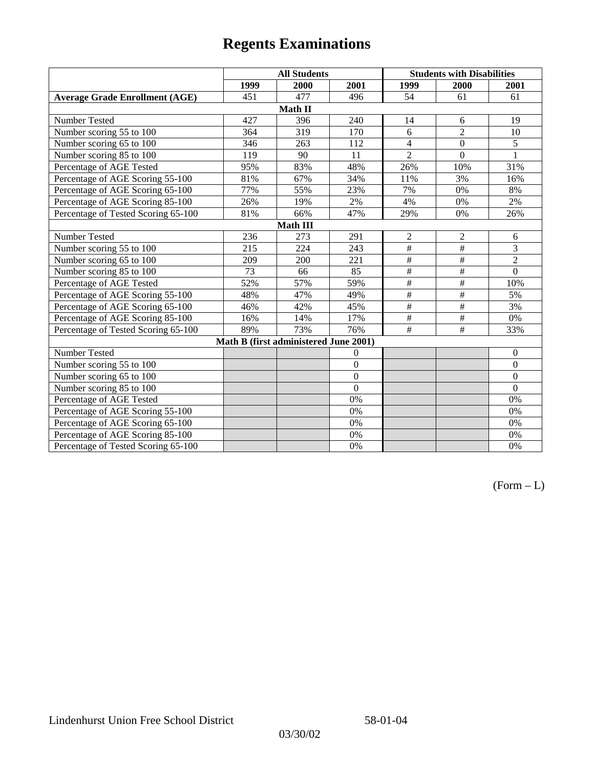# Regents Examinations

| | All Students | | | Students with Disabilities | | |
|---|---|---|---|---|---|---|
| | 1999 | 2000 | 2001 | 1999 | 2000 | 2001 |
| **Average Grade Enrollment (AGE)** | 451 | 477 | 496 | 54 | 61 | 61 |
| **Math II** | | | | | | |
| Number Tested | 427 | 396 | 240 | 14 | 6 | 19 |
| Number scoring 55 to 100 | 364 | 319 | 170 | 6 | 2 | 10 |
| Number scoring 65 to 100 | 346 | 263 | 112 | 4 | 0 | 5 |
| Number scoring 85 to 100 | 119 | 90 | 11 | 2 | 0 | 1 |
| Percentage of AGE Tested | 95% | 83% | 48% | 26% | 10% | 31% |
| Percentage of AGE Scoring 55-100 | 81% | 67% | 34% | 11% | 3% | 16% |
| Percentage of AGE Scoring 65-100 | 77% | 55% | 23% | 7% | 0% | 8% |
| Percentage of AGE Scoring 85-100 | 26% | 19% | 2% | 4% | 0% | 2% |
| Percentage of Tested Scoring 65-100 | 81% | 66% | 47% | 29% | 0% | 26% |
| **Math III** | | | | | | |
| Number Tested | 236 | 273 | 291 | 2 | 2 | 6 |
| Number scoring 55 to 100 | 215 | 224 | 243 | # | # | 3 |
| Number scoring 65 to 100 | 209 | 200 | 221 | # | # | 2 |
| Number scoring 85 to 100 | 73 | 66 | 85 | # | # | 0 |
| Percentage of AGE Tested | 52% | 57% | 59% | # | # | 10% |
| Percentage of AGE Scoring 55-100 | 48% | 47% | 49% | # | # | 5% |
| Percentage of AGE Scoring 65-100 | 46% | 42% | 45% | # | # | 3% |
| Percentage of AGE Scoring 85-100 | 16% | 14% | 17% | # | # | 0% |
| Percentage of Tested Scoring 65-100 | 89% | 73% | 76% | # | # | 33% |
| **Math B (first administered June 2001)** | | | | | | |
| Number Tested | | | 0 | | | 0 |
| Number scoring 55 to 100 | | | 0 | | | 0 |
| Number scoring 65 to 100 | | | 0 | | | 0 |
| Number scoring 85 to 100 | | | 0 | | | 0 |
| Percentage of AGE Tested | | | 0% | | | 0% |
| Percentage of AGE Scoring 55-100 | | | 0% | | | 0% |
| Percentage of AGE Scoring 65-100 | | | 0% | | | 0% |
| Percentage of AGE Scoring 85-100 | | | 0% | | | 0% |
| Percentage of Tested Scoring 65-100 | | | 0% | | | 0% |

(Form – L)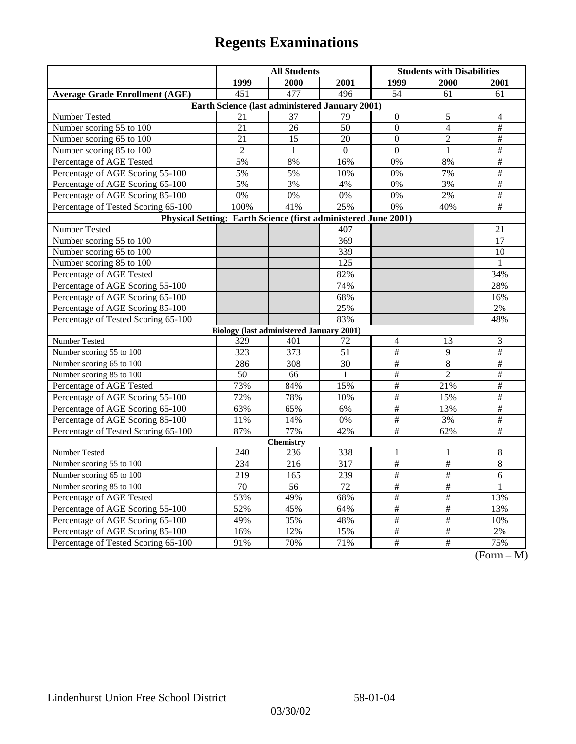# Regents Examinations

| | All Students | | | Students with Disabilities | | |
|---|---|---|---|---|---|---|
| | 1999 | 2000 | 2001 | 1999 | 2000 | 2001 |
| **Average Grade Enrollment (AGE)** | 451 | 477 | 496 | 54 | 61 | 61 |
| **Earth Science (last administered January 2001)** | | | | | | |
| Number Tested | 21 | 37 | 79 | 0 | 5 | 4 |
| Number scoring 55 to 100 | 21 | 26 | 50 | 0 | 4 | # |
| Number scoring 65 to 100 | 21 | 15 | 20 | 0 | 2 | # |
| Number scoring 85 to 100 | 2 | 1 | 0 | 0 | 1 | # |
| Percentage of AGE Tested | 5% | 8% | 16% | 0% | 8% | # |
| Percentage of AGE Scoring 55-100 | 5% | 5% | 10% | 0% | 7% | # |
| Percentage of AGE Scoring 65-100 | 5% | 3% | 4% | 0% | 3% | # |
| Percentage of AGE Scoring 85-100 | 0% | 0% | 0% | 0% | 2% | # |
| Percentage of Tested Scoring 65-100 | 100% | 41% | 25% | 0% | 40% | # |
| **Physical Setting: Earth Science (first administered June 2001)** | | | | | | |
| Number Tested | | | 407 | | | 21 |
| Number scoring 55 to 100 | | | 369 | | | 17 |
| Number scoring 65 to 100 | | | 339 | | | 10 |
| Number scoring 85 to 100 | | | 125 | | | 1 |
| Percentage of AGE Tested | | | 82% | | | 34% |
| Percentage of AGE Scoring 55-100 | | | 74% | | | 28% |
| Percentage of AGE Scoring 65-100 | | | 68% | | | 16% |
| Percentage of AGE Scoring 85-100 | | | 25% | | | 2% |
| Percentage of Tested Scoring 65-100 | | | 83% | | | 48% |
| **Biology (last administered January 2001)** | | | | | | |
| Number Tested | 329 | 401 | 72 | 4 | 13 | 3 |
| Number scoring 55 to 100 | 323 | 373 | 51 | # | 9 | # |
| Number scoring 65 to 100 | 286 | 308 | 30 | # | 8 | # |
| Number scoring 85 to 100 | 50 | 66 | 1 | # | 2 | # |
| Percentage of AGE Tested | 73% | 84% | 15% | # | 21% | # |
| Percentage of AGE Scoring 55-100 | 72% | 78% | 10% | # | 15% | # |
| Percentage of AGE Scoring 65-100 | 63% | 65% | 6% | # | 13% | # |
| Percentage of AGE Scoring 85-100 | 11% | 14% | 0% | # | 3% | # |
| Percentage of Tested Scoring 65-100 | 87% | 77% | 42% | # | 62% | # |
| **Chemistry** | | | | | | |
| Number Tested | 240 | 236 | 338 | 1 | 1 | 8 |
| Number scoring 55 to 100 | 234 | 216 | 317 | # | # | 8 |
| Number scoring 65 to 100 | 219 | 165 | 239 | # | # | 6 |
| Number scoring 85 to 100 | 70 | 56 | 72 | # | # | 1 |
| Percentage of AGE Tested | 53% | 49% | 68% | # | # | 13% |
| Percentage of AGE Scoring 55-100 | 52% | 45% | 64% | # | # | 13% |
| Percentage of AGE Scoring 65-100 | 49% | 35% | 48% | # | # | 10% |
| Percentage of AGE Scoring 85-100 | 16% | 12% | 15% | # | # | 2% |
| Percentage of Tested Scoring 65-100 | 91% | 70% | 71% | # | # | 75% |

(Form – M)

Lindenhurst Union Free School District 58-01-04

03/30/02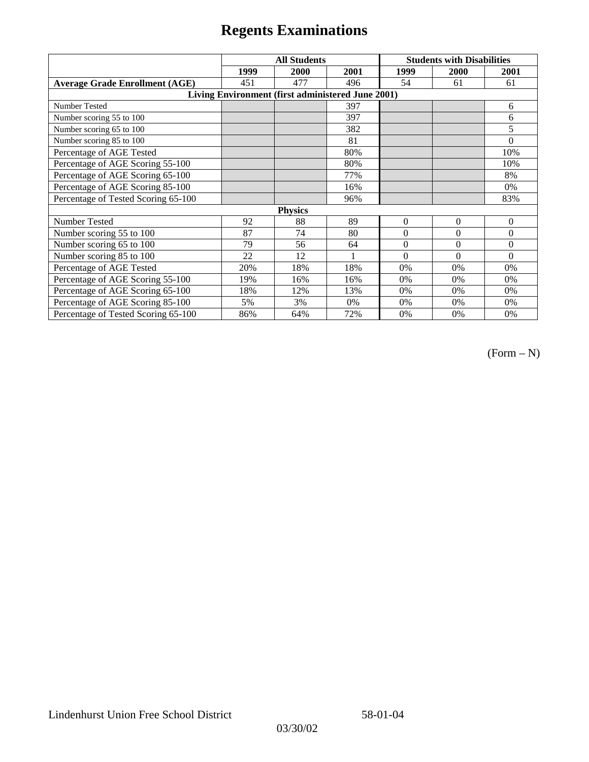# Regents Examinations

| | All Students | | | Students with Disabilities | | |
|---|---|---|---|---|---|---|
| | 1999 | 2000 | 2001 | 1999 | 2000 | 2001 |
| **Average Grade Enrollment (AGE)** | 451 | 477 | 496 | 54 | 61 | 61 |
| **Living Environment (first administered June 2001)** | | | | | | |
| Number Tested | | | 397 | | | 6 |
| Number scoring 55 to 100 | | | 397 | | | 6 |
| Number scoring 65 to 100 | | | 382 | | | 5 |
| Number scoring 85 to 100 | | | 81 | | | 0 |
| Percentage of AGE Tested | | | 80% | | | 10% |
| Percentage of AGE Scoring 55-100 | | | 80% | | | 10% |
| Percentage of AGE Scoring 65-100 | | | 77% | | | 8% |
| Percentage of AGE Scoring 85-100 | | | 16% | | | 0% |
| Percentage of Tested Scoring 65-100 | | | 96% | | | 83% |
| **Physics** | | | | | | |
| Number Tested | 92 | 88 | 89 | 0 | 0 | 0 |
| Number scoring 55 to 100 | 87 | 74 | 80 | 0 | 0 | 0 |
| Number scoring 65 to 100 | 79 | 56 | 64 | 0 | 0 | 0 |
| Number scoring 85 to 100 | 22 | 12 | 1 | 0 | 0 | 0 |
| Percentage of AGE Tested | 20% | 18% | 18% | 0% | 0% | 0% |
| Percentage of AGE Scoring 55-100 | 19% | 16% | 16% | 0% | 0% | 0% |
| Percentage of AGE Scoring 65-100 | 18% | 12% | 13% | 0% | 0% | 0% |
| Percentage of AGE Scoring 85-100 | 5% | 3% | 0% | 0% | 0% | 0% |
| Percentage of Tested Scoring 65-100 | 86% | 64% | 72% | 0% | 0% | 0% |

(Form – N)

Lindenhurst Union Free School District 58-01-04

03/30/02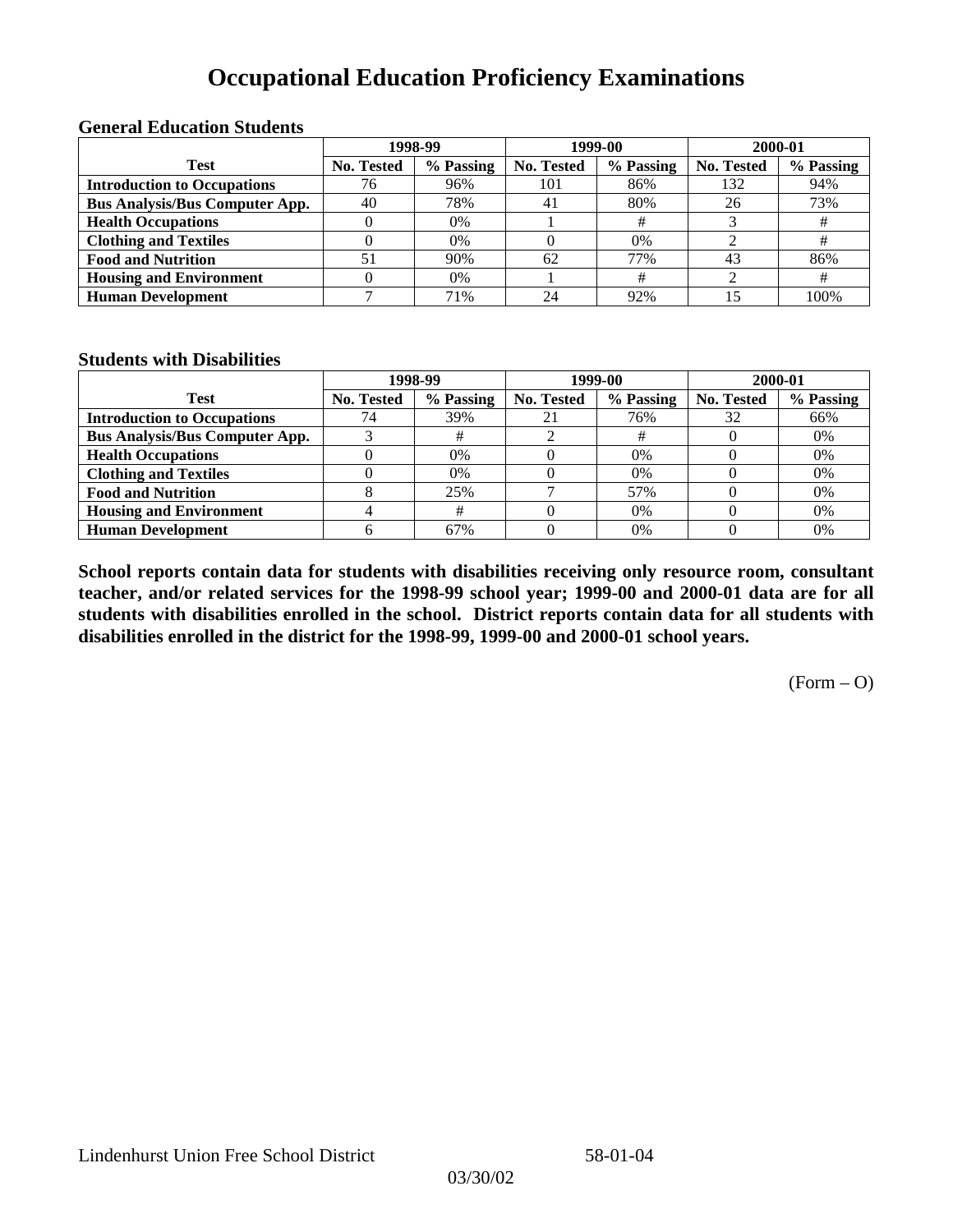# Occupational Education Proficiency Examinations

### General Education Students

| Test | 1998-99 | | 1999-00 | | 2000-01 | |
|---|---|---|---|---|---|---|
| | No. Tested | % Passing | No. Tested | % Passing | No. Tested | % Passing |
| Introduction to Occupations | 76 | 96% | 101 | 86% | 132 | 94% |
| Bus Analysis/Bus Computer App. | 40 | 78% | 41 | 80% | 26 | 73% |
| Health Occupations | 0 | 0% | 1 | # | 3 | # |
| Clothing and Textiles | 0 | 0% | 0 | 0% | 2 | # |
| Food and Nutrition | 51 | 90% | 62 | 77% | 43 | 86% |
| Housing and Environment | 0 | 0% | 1 | # | 2 | # |
| Human Development | 7 | 71% | 24 | 92% | 15 | 100% |

### Students with Disabilities

| Test | 1998-99 | | 1999-00 | | 2000-01 | |
|---|---|---|---|---|---|---|
| | No. Tested | % Passing | No. Tested | % Passing | No. Tested | % Passing |
| Introduction to Occupations | 74 | 39% | 21 | 76% | 32 | 66% |
| Bus Analysis/Bus Computer App. | 3 | # | 2 | # | 0 | 0% |
| Health Occupations | 0 | 0% | 0 | 0% | 0 | 0% |
| Clothing and Textiles | 0 | 0% | 0 | 0% | 0 | 0% |
| Food and Nutrition | 8 | 25% | 7 | 57% | 0 | 0% |
| Housing and Environment | 4 | # | 0 | 0% | 0 | 0% |
| Human Development | 6 | 67% | 0 | 0% | 0 | 0% |

**School reports contain data for students with disabilities receiving only resource room, consultant teacher, and/or related services for the 1998-99 school year; 1999-00 and 2000-01 data are for all students with disabilities enrolled in the school. District reports contain data for all students with disabilities enrolled in the district for the 1998-99, 1999-00 and 2000-01 school years.**

(Form – O)

Lindenhurst Union Free School District 58-01-04

03/30/02